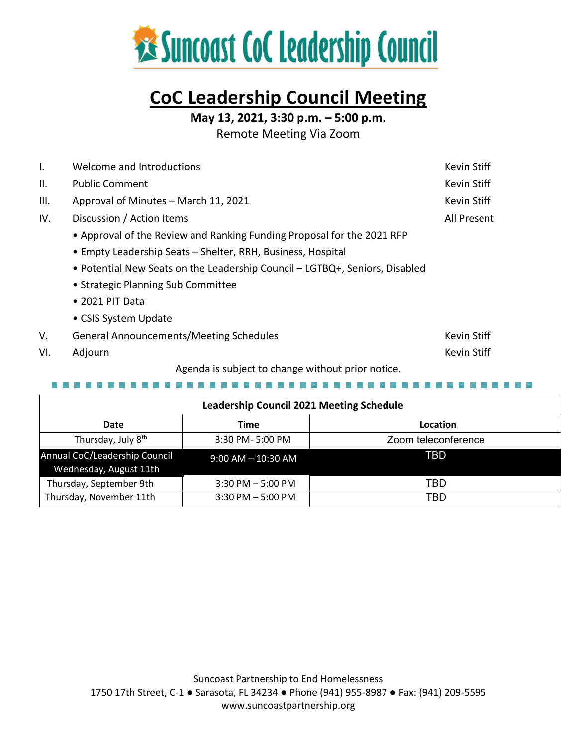# Suncoast CoC Leadership Council

## CoC Leadership Council Meeting

**May 13, 2021, 3:30 p.m. – 5:00 p.m.**

Remote Meeting Via Zoom

| | | |
|---|---|---|
| I. | Welcome and Introductions | Kevin Stiff |
| II. | Public Comment | Kevin Stiff |
| III. | Approval of Minutes – March 11, 2021 | Kevin Stiff |
| IV. | Discussion / Action Items | All Present |

- Approval of the Review and Ranking Funding Proposal for the 2021 RFP
- Empty Leadership Seats – Shelter, RRH, Business, Hospital
- Potential New Seats on the Leadership Council – LGTBQ+, Seniors, Disabled
- Strategic Planning Sub Committee
- 2021 PIT Data
- CSIS System Update

| | | |
|---|---|---|
| V. | General Announcements/Meeting Schedules | Kevin Stiff |
| VI. | Adjourn | Kevin Stiff |

Agenda is subject to change without prior notice.

| **Leadership Council 2021 Meeting Schedule** | | |
|---|---|---|
| **Date** | **Time** | **Location** |
| Thursday, July 8th | 3:30 PM- 5:00 PM | Zoom teleconference |
| Annual CoC/Leadership Council Wednesday, August 11th | 9:00 AM – 10:30 AM | TBD |
| Thursday, September 9th | 3:30 PM – 5:00 PM | TBD |
| Thursday, November 11th | 3:30 PM – 5:00 PM | TBD |

Suncoast Partnership to End Homelessness
1750 17th Street, C-1 ● Sarasota, FL 34234 ● Phone (941) 955-8987 ● Fax: (941) 209-5595
www.suncoastpartnership.org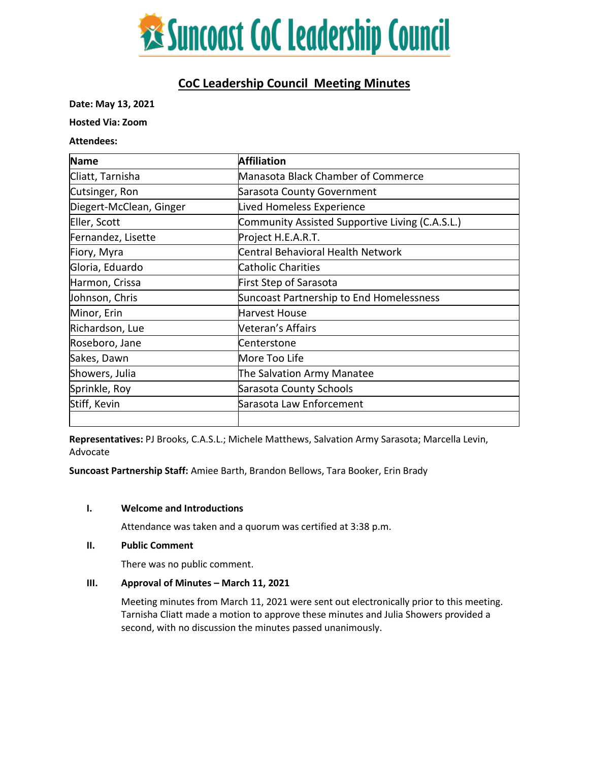# Suncoast CoC Leadership Council

## CoC Leadership Council Meeting Minutes

**Date: May 13, 2021**

**Hosted Via: Zoom**

**Attendees:**

| Name | Affiliation |
|---|---|
| Cliatt, Tarnisha | Manasota Black Chamber of Commerce |
| Cutsinger, Ron | Sarasota County Government |
| Diegert-McClean, Ginger | Lived Homeless Experience |
| Eller, Scott | Community Assisted Supportive Living (C.A.S.L.) |
| Fernandez, Lisette | Project H.E.A.R.T. |
| Fiory, Myra | Central Behavioral Health Network |
| Gloria, Eduardo | Catholic Charities |
| Harmon, Crissa | First Step of Sarasota |
| Johnson, Chris | Suncoast Partnership to End Homelessness |
| Minor, Erin | Harvest House |
| Richardson, Lue | Veteran's Affairs |
| Roseboro, Jane | Centerstone |
| Sakes, Dawn | More Too Life |
| Showers, Julia | The Salvation Army Manatee |
| Sprinkle, Roy | Sarasota County Schools |
| Stiff, Kevin | Sarasota Law Enforcement |
| | |

**Representatives:** PJ Brooks, C.A.S.L.; Michele Matthews, Salvation Army Sarasota; Marcella Levin, Advocate

**Suncoast Partnership Staff:** Amiee Barth, Brandon Bellows, Tara Booker, Erin Brady

### I. Welcome and Introductions

Attendance was taken and a quorum was certified at 3:38 p.m.

### II. Public Comment

There was no public comment.

### III. Approval of Minutes – March 11, 2021

Meeting minutes from March 11, 2021 were sent out electronically prior to this meeting. Tarnisha Cliatt made a motion to approve these minutes and Julia Showers provided a second, with no discussion the minutes passed unanimously.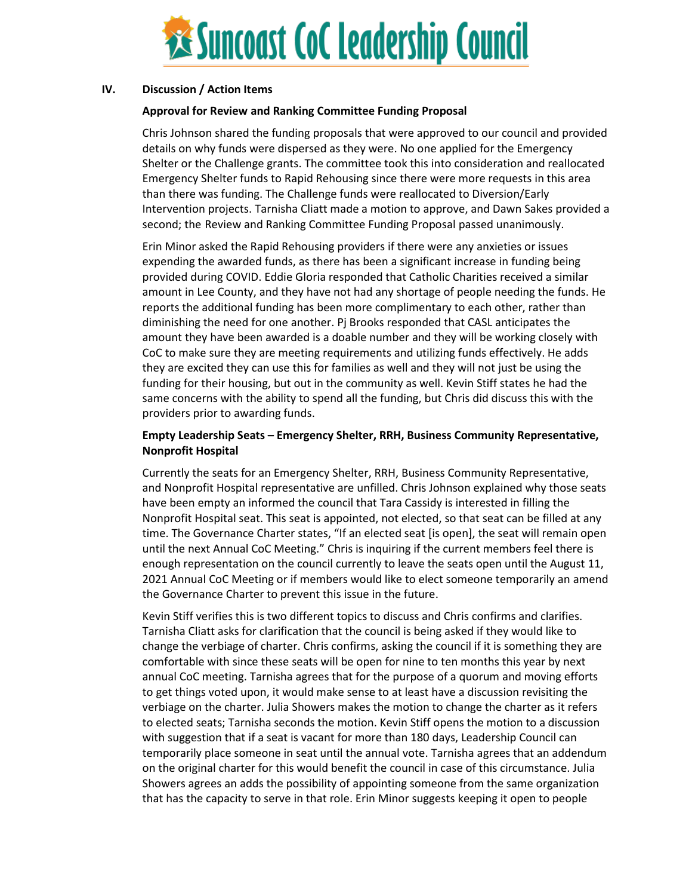## IV. Discussion / Action Items

**Approval for Review and Ranking Committee Funding Proposal**

Chris Johnson shared the funding proposals that were approved to our council and provided details on why funds were dispersed as they were. No one applied for the Emergency Shelter or the Challenge grants. The committee took this into consideration and reallocated Emergency Shelter funds to Rapid Rehousing since there were more requests in this area than there was funding. The Challenge funds were reallocated to Diversion/Early Intervention projects. Tarnisha Cliatt made a motion to approve, and Dawn Sakes provided a second; the Review and Ranking Committee Funding Proposal passed unanimously.

Erin Minor asked the Rapid Rehousing providers if there were any anxieties or issues expending the awarded funds, as there has been a significant increase in funding being provided during COVID. Eddie Gloria responded that Catholic Charities received a similar amount in Lee County, and they have not had any shortage of people needing the funds. He reports the additional funding has been more complimentary to each other, rather than diminishing the need for one another. Pj Brooks responded that CASL anticipates the amount they have been awarded is a doable number and they will be working closely with CoC to make sure they are meeting requirements and utilizing funds effectively. He adds they are excited they can use this for families as well and they will not just be using the funding for their housing, but out in the community as well. Kevin Stiff states he had the same concerns with the ability to spend all the funding, but Chris did discuss this with the providers prior to awarding funds.

**Empty Leadership Seats – Emergency Shelter, RRH, Business Community Representative, Nonprofit Hospital**

Currently the seats for an Emergency Shelter, RRH, Business Community Representative, and Nonprofit Hospital representative are unfilled. Chris Johnson explained why those seats have been empty an informed the council that Tara Cassidy is interested in filling the Nonprofit Hospital seat. This seat is appointed, not elected, so that seat can be filled at any time. The Governance Charter states, "If an elected seat [is open], the seat will remain open until the next Annual CoC Meeting." Chris is inquiring if the current members feel there is enough representation on the council currently to leave the seats open until the August 11, 2021 Annual CoC Meeting or if members would like to elect someone temporarily an amend the Governance Charter to prevent this issue in the future.

Kevin Stiff verifies this is two different topics to discuss and Chris confirms and clarifies. Tarnisha Cliatt asks for clarification that the council is being asked if they would like to change the verbiage of charter. Chris confirms, asking the council if it is something they are comfortable with since these seats will be open for nine to ten months this year by next annual CoC meeting. Tarnisha agrees that for the purpose of a quorum and moving efforts to get things voted upon, it would make sense to at least have a discussion revisiting the verbiage on the charter. Julia Showers makes the motion to change the charter as it refers to elected seats; Tarnisha seconds the motion. Kevin Stiff opens the motion to a discussion with suggestion that if a seat is vacant for more than 180 days, Leadership Council can temporarily place someone in seat until the annual vote. Tarnisha agrees that an addendum on the original charter for this would benefit the council in case of this circumstance. Julia Showers agrees an adds the possibility of appointing someone from the same organization that has the capacity to serve in that role. Erin Minor suggests keeping it open to people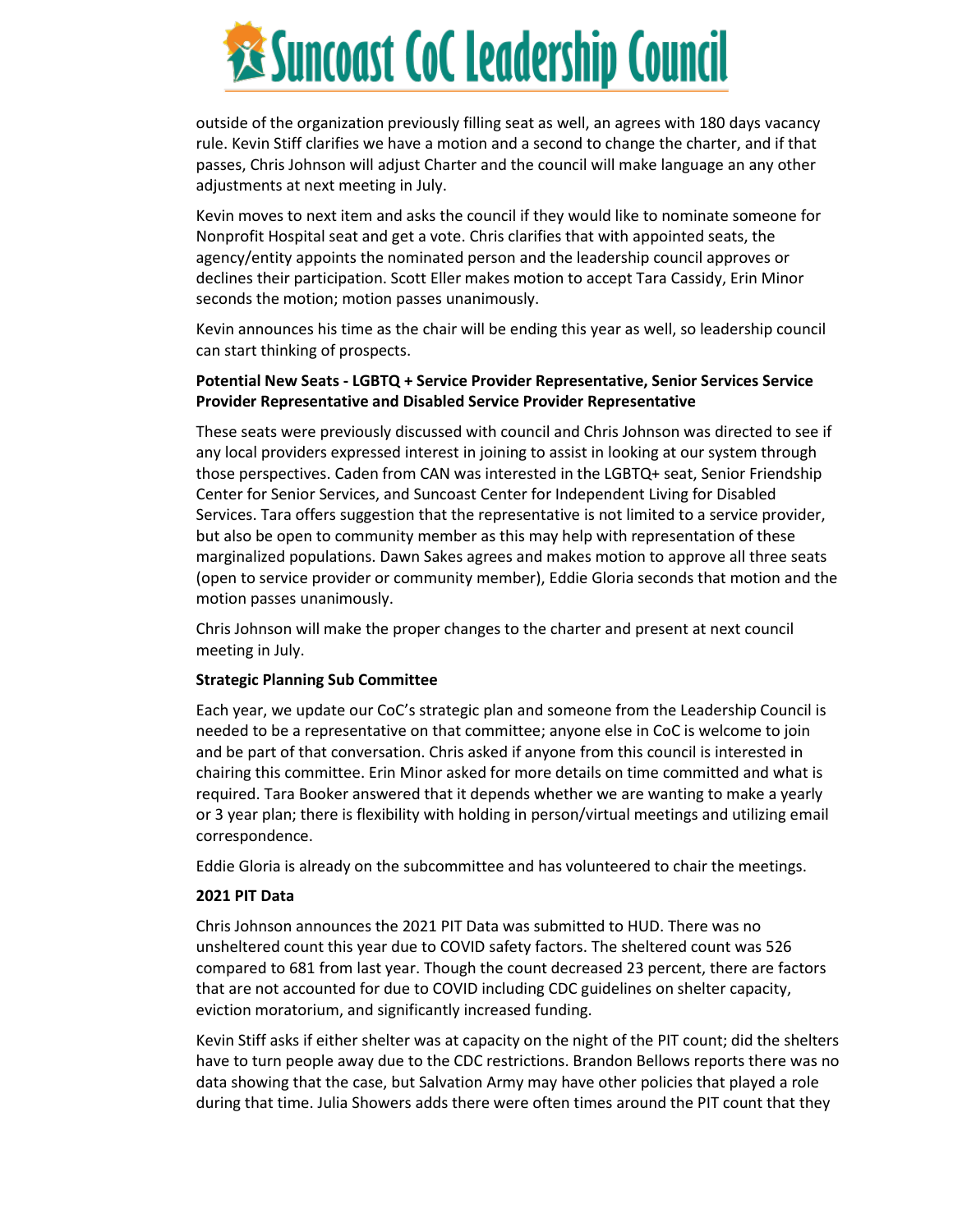outside of the organization previously filling seat as well, an agrees with 180 days vacancy rule. Kevin Stiff clarifies we have a motion and a second to change the charter, and if that passes, Chris Johnson will adjust Charter and the council will make language an any other adjustments at next meeting in July.

Kevin moves to next item and asks the council if they would like to nominate someone for Nonprofit Hospital seat and get a vote. Chris clarifies that with appointed seats, the agency/entity appoints the nominated person and the leadership council approves or declines their participation. Scott Eller makes motion to accept Tara Cassidy, Erin Minor seconds the motion; motion passes unanimously.

Kevin announces his time as the chair will be ending this year as well, so leadership council can start thinking of prospects.

**Potential New Seats - LGBTQ + Service Provider Representative, Senior Services Service Provider Representative and Disabled Service Provider Representative**

These seats were previously discussed with council and Chris Johnson was directed to see if any local providers expressed interest in joining to assist in looking at our system through those perspectives. Caden from CAN was interested in the LGBTQ+ seat, Senior Friendship Center for Senior Services, and Suncoast Center for Independent Living for Disabled Services. Tara offers suggestion that the representative is not limited to a service provider, but also be open to community member as this may help with representation of these marginalized populations. Dawn Sakes agrees and makes motion to approve all three seats (open to service provider or community member), Eddie Gloria seconds that motion and the motion passes unanimously.

Chris Johnson will make the proper changes to the charter and present at next council meeting in July.

**Strategic Planning Sub Committee**

Each year, we update our CoC's strategic plan and someone from the Leadership Council is needed to be a representative on that committee; anyone else in CoC is welcome to join and be part of that conversation. Chris asked if anyone from this council is interested in chairing this committee. Erin Minor asked for more details on time committed and what is required. Tara Booker answered that it depends whether we are wanting to make a yearly or 3 year plan; there is flexibility with holding in person/virtual meetings and utilizing email correspondence.

Eddie Gloria is already on the subcommittee and has volunteered to chair the meetings.

**2021 PIT Data**

Chris Johnson announces the 2021 PIT Data was submitted to HUD. There was no unsheltered count this year due to COVID safety factors. The sheltered count was 526 compared to 681 from last year. Though the count decreased 23 percent, there are factors that are not accounted for due to COVID including CDC guidelines on shelter capacity, eviction moratorium, and significantly increased funding.

Kevin Stiff asks if either shelter was at capacity on the night of the PIT count; did the shelters have to turn people away due to the CDC restrictions. Brandon Bellows reports there was no data showing that the case, but Salvation Army may have other policies that played a role during that time. Julia Showers adds there were often times around the PIT count that they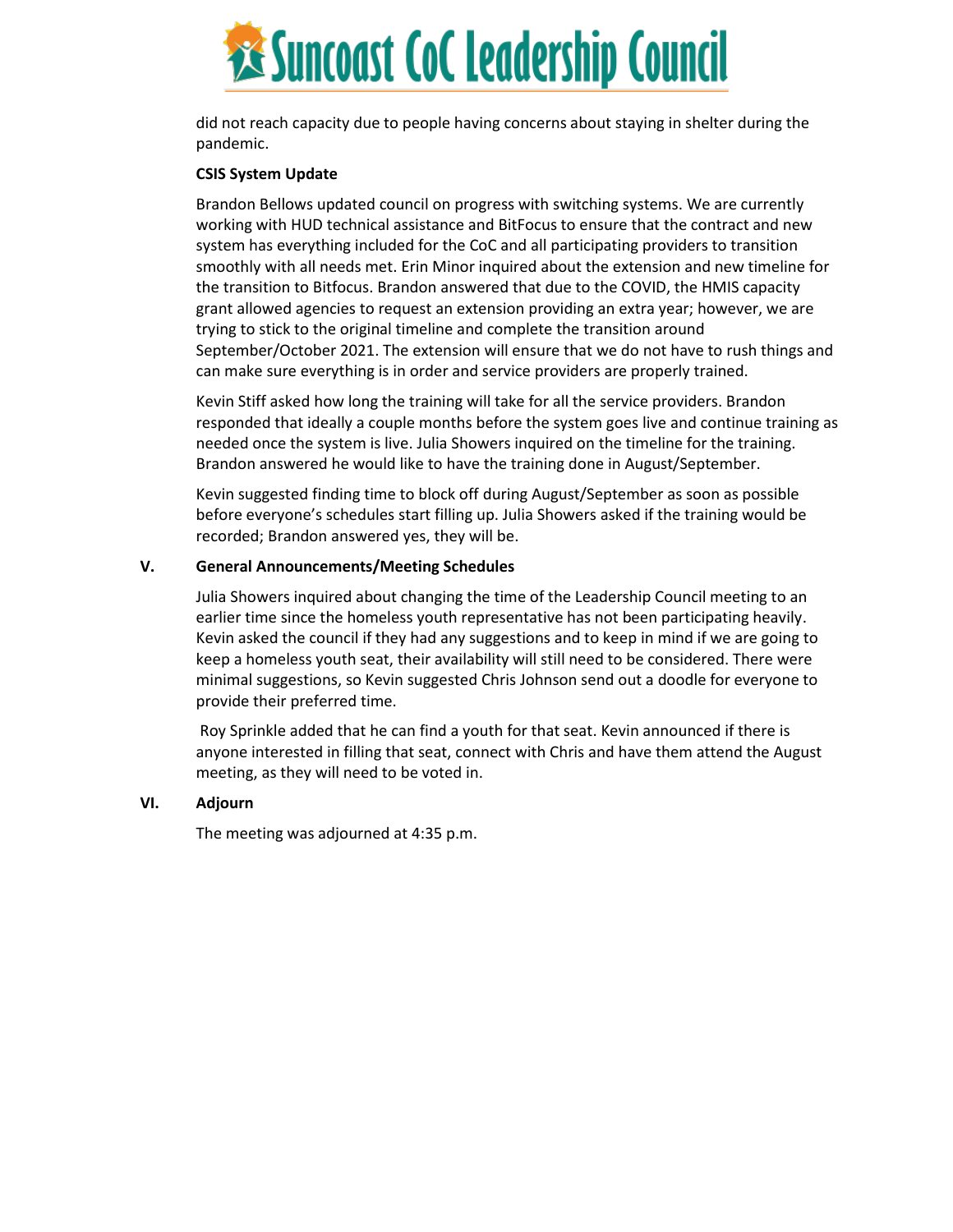did not reach capacity due to people having concerns about staying in shelter during the pandemic.

**CSIS System Update**

Brandon Bellows updated council on progress with switching systems. We are currently working with HUD technical assistance and BitFocus to ensure that the contract and new system has everything included for the CoC and all participating providers to transition smoothly with all needs met. Erin Minor inquired about the extension and new timeline for the transition to Bitfocus. Brandon answered that due to the COVID, the HMIS capacity grant allowed agencies to request an extension providing an extra year; however, we are trying to stick to the original timeline and complete the transition around September/October 2021. The extension will ensure that we do not have to rush things and can make sure everything is in order and service providers are properly trained.

Kevin Stiff asked how long the training will take for all the service providers. Brandon responded that ideally a couple months before the system goes live and continue training as needed once the system is live. Julia Showers inquired on the timeline for the training. Brandon answered he would like to have the training done in August/September.

Kevin suggested finding time to block off during August/September as soon as possible before everyone's schedules start filling up. Julia Showers asked if the training would be recorded; Brandon answered yes, they will be.

## V. General Announcements/Meeting Schedules

Julia Showers inquired about changing the time of the Leadership Council meeting to an earlier time since the homeless youth representative has not been participating heavily. Kevin asked the council if they had any suggestions and to keep in mind if we are going to keep a homeless youth seat, their availability will still need to be considered. There were minimal suggestions, so Kevin suggested Chris Johnson send out a doodle for everyone to provide their preferred time.

Roy Sprinkle added that he can find a youth for that seat. Kevin announced if there is anyone interested in filling that seat, connect with Chris and have them attend the August meeting, as they will need to be voted in.

## VI. Adjourn

The meeting was adjourned at 4:35 p.m.